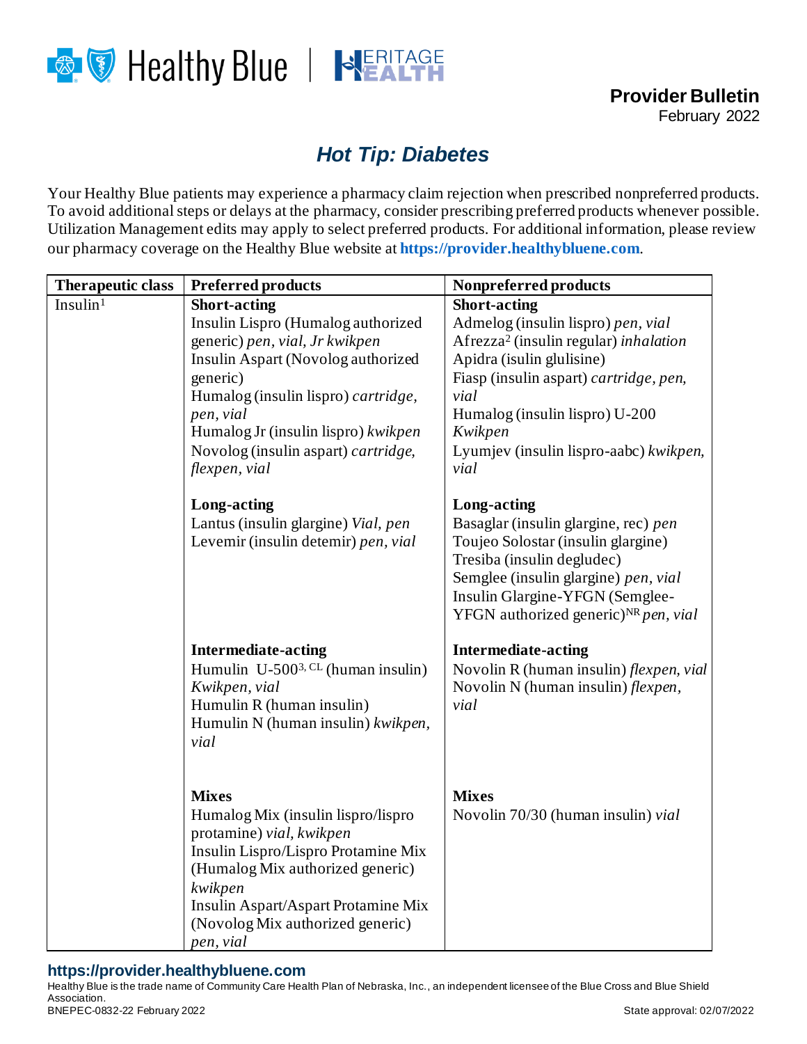**Provider Bulletin**
February 2022

# *Hot Tip: Diabetes*

Your Healthy Blue patients may experience a pharmacy claim rejection when prescribed nonpreferred products. To avoid additional steps or delays at the pharmacy, consider prescribing preferred products whenever possible. Utilization Management edits may apply to select preferred products. For additional information, please review our pharmacy coverage on the Healthy Blue website at **https://provider.healthybluene.com**.

| Therapeutic class | Preferred products | Nonpreferred products |
|---|---|---|
| Insulin[1] | **Short-acting**<br>Insulin Lispro (Humalog authorized generic) *pen, vial, Jr kwikpen*<br>Insulin Aspart (Novolog authorized generic)<br>Humalog (insulin lispro) *cartridge, pen, vial*<br>Humalog Jr (insulin lispro) *kwikpen*<br>Novolog (insulin aspart) *cartridge, flexpen, vial* | **Short-acting**<br>Admelog (insulin lispro) *pen, vial*<br>Afrezza[2] (insulin regular) *inhalation*<br>Apidra (isulin glulisine)<br>Fiasp (insulin aspart) *cartridge, pen, vial*<br>Humalog (insulin lispro) U-200 *Kwikpen*<br>Lyumjev (insulin lispro-aabc) *kwikpen, vial* |
| | **Long-acting**<br>Lantus (insulin glargine) *Vial, pen*<br>Levemir (insulin detemir) *pen, vial* | **Long-acting**<br>Basaglar (insulin glargine, rec) *pen*<br>Toujeo Solostar (insulin glargine)<br>Tresiba (insulin degludec)<br>Semglee (insulin glargine) *pen, vial*<br>Insulin Glargine-YFGN (Semglee-YFGN authorized generic)[NR] *pen, vial* |
| | **Intermediate-acting**<br>Humulin U-500[3, CL] (human insulin) *Kwikpen, vial*<br>Humulin R (human insulin)<br>Humulin N (human insulin) *kwikpen, vial* | **Intermediate-acting**<br>Novolin R (human insulin) *flexpen, vial*<br>Novolin N (human insulin) *flexpen, vial* |
| | **Mixes**<br>Humalog Mix (insulin lispro/lispro protamine) *vial, kwikpen*<br>Insulin Lispro/Lispro Protamine Mix (Humalog Mix authorized generic) *kwikpen*<br>Insulin Aspart/Aspart Protamine Mix (Novolog Mix authorized generic) *pen, vial* | **Mixes**<br>Novolin 70/30 (human insulin) *vial* |

**https://provider.healthybluene.com**
Healthy Blue is the trade name of Community Care Health Plan of Nebraska, Inc., an independent licensee of the Blue Cross and Blue Shield Association.
BNEPEC-0832-22 February 2022 State approval: 02/07/2022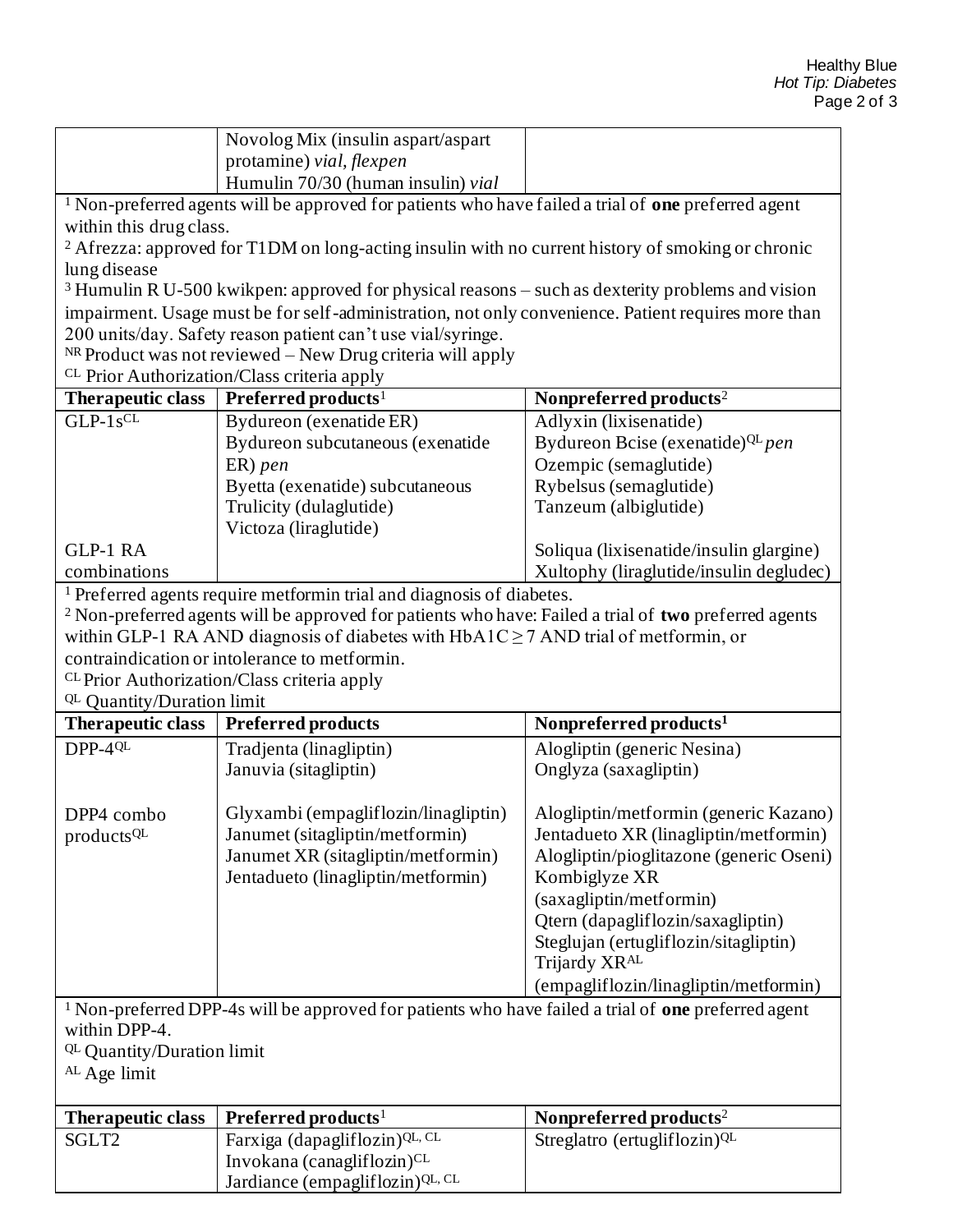| | | |
|---|---|---|
| | Novolog Mix (insulin aspart/aspart protamine) *vial, flexpen*<br>Humulin 70/30 (human insulin) *vial* | |

[1] Non-preferred agents will be approved for patients who have failed a trial of **one** preferred agent within this drug class.
[2] Afrezza: approved for T1DM on long-acting insulin with no current history of smoking or chronic lung disease
[3] Humulin R U-500 kwikpen: approved for physical reasons – such as dexterity problems and vision impairment. Usage must be for self-administration, not only convenience. Patient requires more than 200 units/day. Safety reason patient can't use vial/syringe.
[NR] Product was not reviewed – New Drug criteria will apply
[CL] Prior Authorization/Class criteria apply

| Therapeutic class | Preferred products[1] | Nonpreferred products[2] |
|---|---|---|
| GLP-1s[CL] | Bydureon (exenatide ER)<br>Bydureon subcutaneous (exenatide ER) *pen*<br>Byetta (exenatide) subcutaneous<br>Trulicity (dulaglutide)<br>Victoza (liraglutide) | Adlyxin (lixisenatide)<br>Bydureon Bcise (exenatide)[QL] *pen*<br>Ozempic (semaglutide)<br>Rybelsus (semaglutide)<br>Tanzeum (albiglutide) |
| GLP-1 RA combinations | | Soliqua (lixisenatide/insulin glargine)<br>Xultophy (liraglutide/insulin degludec) |

[1] Preferred agents require metformin trial and diagnosis of diabetes.
[2] Non-preferred agents will be approved for patients who have: Failed a trial of **two** preferred agents within GLP-1 RA AND diagnosis of diabetes with HbA1C ≥ 7 AND trial of metformin, or contraindication or intolerance to metformin.
[CL] Prior Authorization/Class criteria apply
[QL] Quantity/Duration limit

| Therapeutic class | Preferred products | Nonpreferred products[1] |
|---|---|---|
| DPP-4[QL] | Tradjenta (linagliptin)<br>Januvia (sitagliptin) | Alogliptin (generic Nesina)<br>Onglyza (saxagliptin) |
| DPP4 combo products[QL] | Glyxambi (empagliflozin/linagliptin)<br>Janumet (sitagliptin/metformin)<br>Janumet XR (sitagliptin/metformin)<br>Jentadueto (linagliptin/metformin) | Alogliptin/metformin (generic Kazano)<br>Jentadueto XR (linagliptin/metformin)<br>Alogliptin/pioglitazone (generic Oseni)<br>Kombiglyze XR (saxagliptin/metformin)<br>Qtern (dapagliflozin/saxagliptin)<br>Steglujan (ertugliflozin/sitagliptin)<br>Trijardy XR[AL] (empagliflozin/linagliptin/metformin) |

[1] Non-preferred DPP-4s will be approved for patients who have failed a trial of **one** preferred agent within DPP-4.
[QL] Quantity/Duration limit
[AL] Age limit

| Therapeutic class | Preferred products[1] | Nonpreferred products[2] |
|---|---|---|
| SGLT2 | Farxiga (dapagliflozin)[QL, CL]<br>Invokana (canagliflozin)[CL]<br>Jardiance (empagliflozin)[QL, CL] | Streglatro (ertugliflozin)[QL] |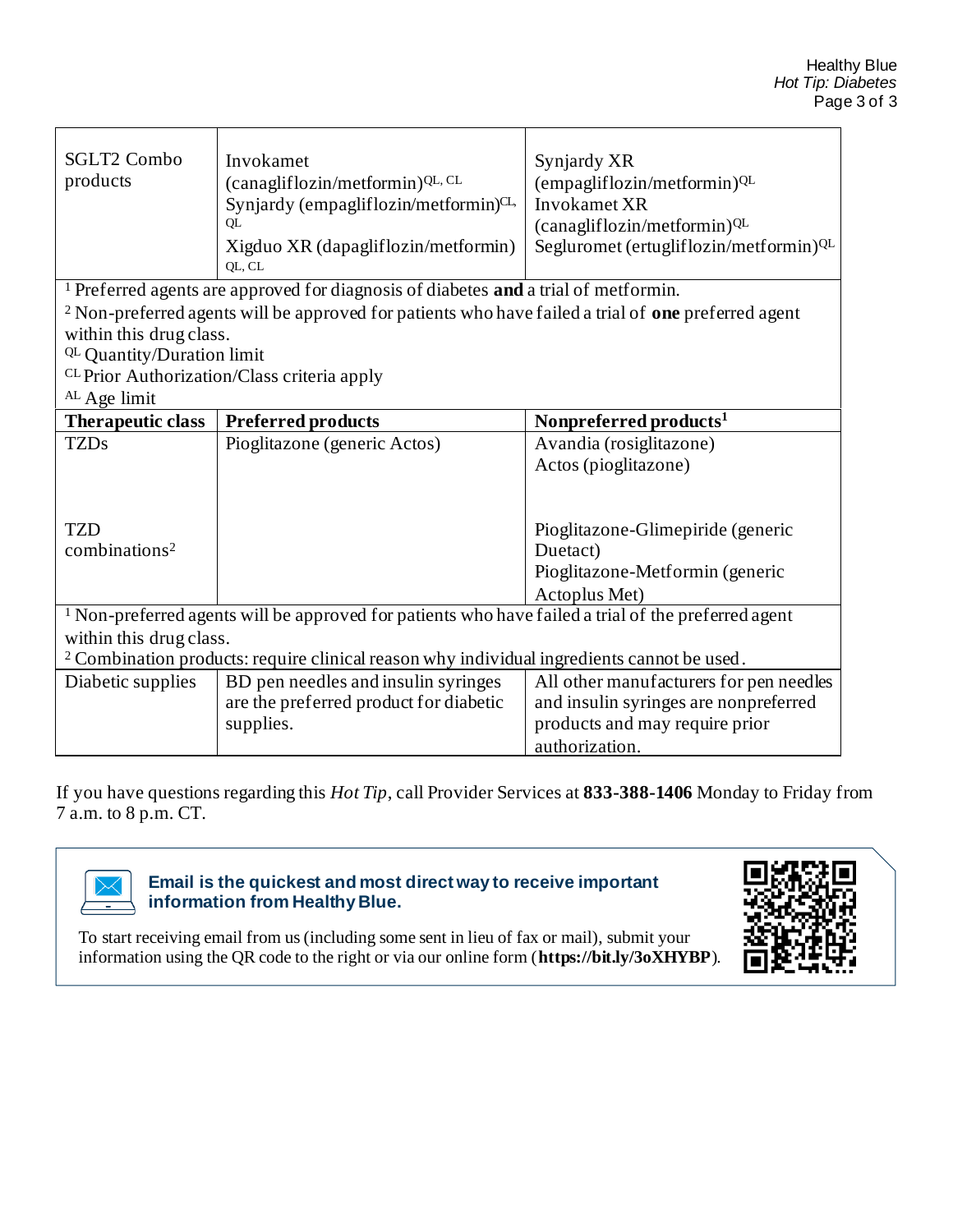| | | |
|---|---|---|
| SGLT2 Combo products | Invokamet (canagliflozin/metformin)QL, CL<br>Synjardy (empagliflozin/metformin)CL, QL<br>Xigduo XR (dapagliflozin/metformin) QL, CL | Synjardy XR (empagliflozin/metformin)QL<br>Invokamet XR (canagliflozin/metformin)QL<br>Segluromet (ertugliflozin/metformin)QL |

[1] Preferred agents are approved for diagnosis of diabetes **and** a trial of metformin.
[2] Non-preferred agents will be approved for patients who have failed a trial of **one** preferred agent within this drug class.
QL Quantity/Duration limit
CL Prior Authorization/Class criteria apply
AL Age limit

| Therapeutic class | Preferred products | Nonpreferred products[1] |
|---|---|---|
| TZDs | Pioglitazone (generic Actos) | Avandia (rosiglitazone)<br>Actos (pioglitazone) |
| TZD combinations[2] | | Pioglitazone-Glimepiride (generic Duetact)<br>Pioglitazone-Metformin (generic Actoplus Met) |

[1] Non-preferred agents will be approved for patients who have failed a trial of the preferred agent within this drug class.
[2] Combination products: require clinical reason why individual ingredients cannot be used.

| | | |
|---|---|---|
| Diabetic supplies | BD pen needles and insulin syringes are the preferred product for diabetic supplies. | All other manufacturers for pen needles and insulin syringes are nonpreferred products and may require prior authorization. |

If you have questions regarding this *Hot Tip*, call Provider Services at **833-388-1406** Monday to Friday from 7 a.m. to 8 p.m. CT.

**Email is the quickest and most direct way to receive important information from Healthy Blue.**

To start receiving email from us (including some sent in lieu of fax or mail), submit your information using the QR code to the right or via our online form (**https://bit.ly/3oXHYBP**).